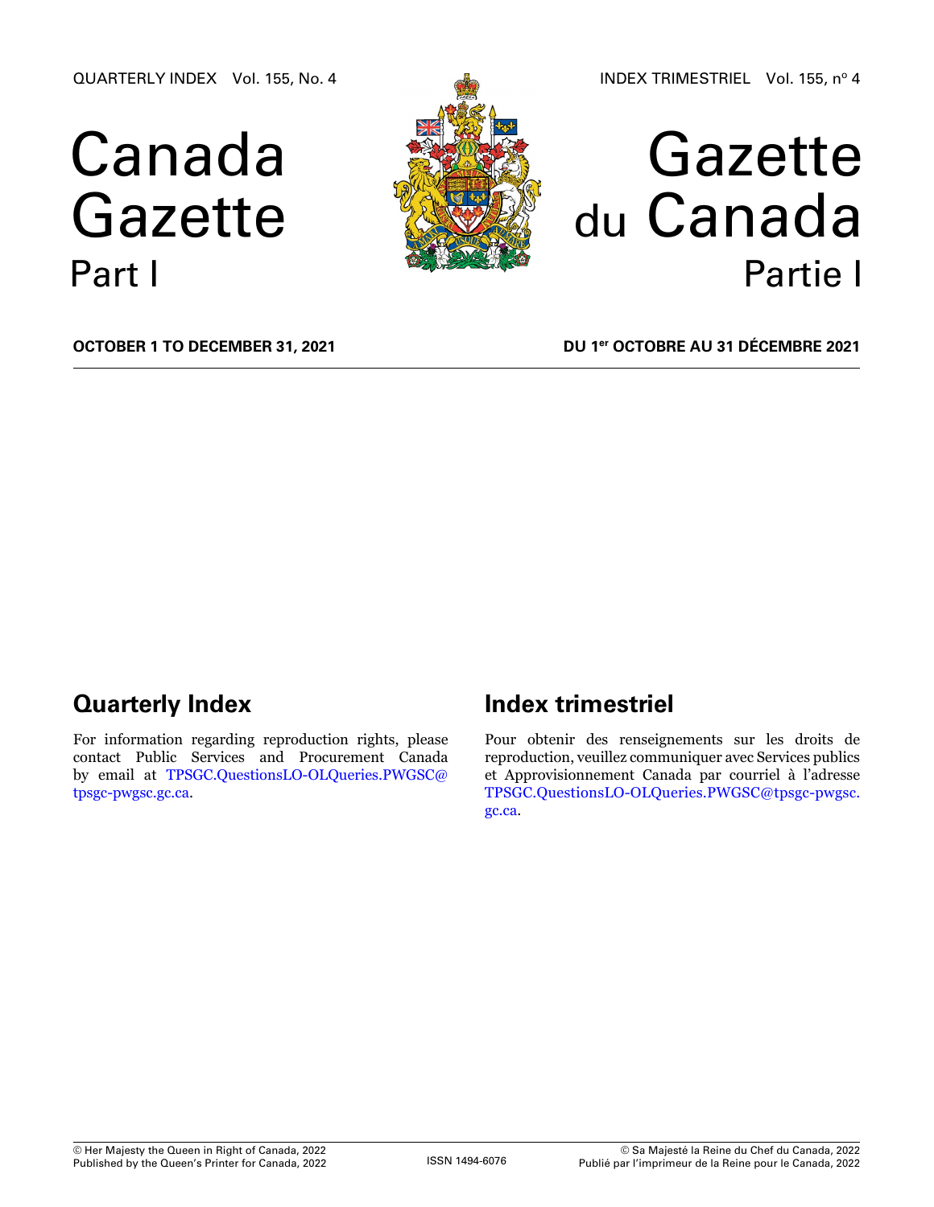QUARTERLY INDEX Vol. 155, No. 4

INDEX TRIMESTRIEL Vol. 155, nº 4

# Canada Gazette
## Part I

# Gazette du Canada
## Partie I

**OCTOBER 1 TO DECEMBER 31, 2021**

**DU 1er OCTOBRE AU 31 DÉCEMBRE 2021**

## Quarterly Index

For information regarding reproduction rights, please contact Public Services and Procurement Canada by email at TPSGC.QuestionsLO-OLQueries.PWGSC@tpsgc-pwgsc.gc.ca.

## Index trimestriel

Pour obtenir des renseignements sur les droits de reproduction, veuillez communiquer avec Services publics et Approvisionnement Canada par courriel à l'adresse TPSGC.QuestionsLO-OLQueries.PWGSC@tpsgc-pwgsc.gc.ca.

© Her Majesty the Queen in Right of Canada, 2022
Published by the Queen's Printer for Canada, 2022

ISSN 1494-6076

© Sa Majesté la Reine du Chef du Canada, 2022
Publié par l'imprimeur de la Reine pour le Canada, 2022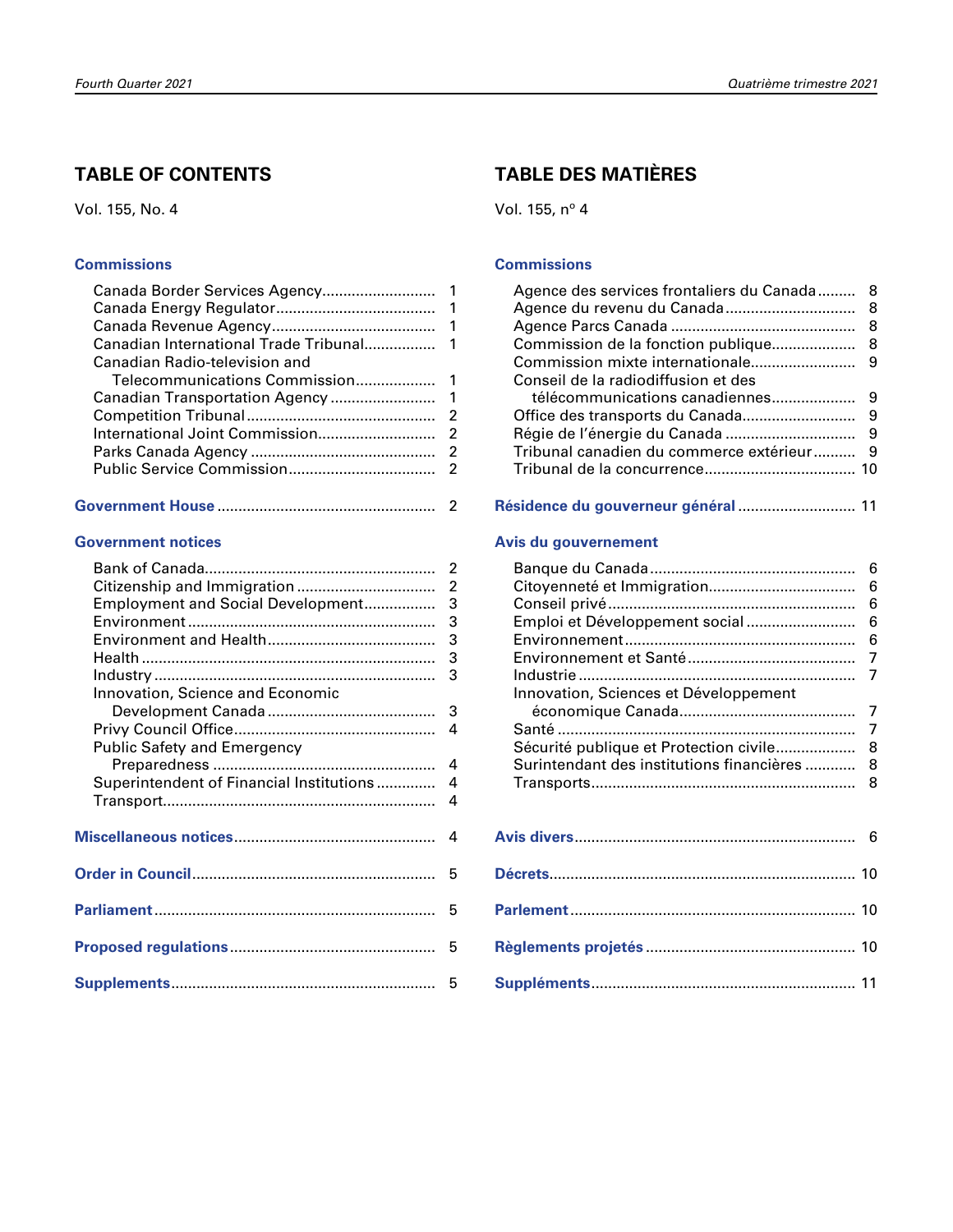## TABLE OF CONTENTS

Vol. 155, No. 4

### Commissions

- Canada Border Services Agency .......... 1
- Canada Energy Regulator .......... 1
- Canada Revenue Agency .......... 1
- Canadian International Trade Tribunal .......... 1
- Canadian Radio-television and Telecommunications Commission .......... 1
- Canadian Transportation Agency .......... 1
- Competition Tribunal .......... 2
- International Joint Commission .......... 2
- Parks Canada Agency .......... 2
- Public Service Commission .......... 2

### Government House .......... 2

### Government notices

- Bank of Canada .......... 2
- Citizenship and Immigration .......... 2
- Employment and Social Development .......... 3
- Environment .......... 3
- Environment and Health .......... 3
- Health .......... 3
- Industry .......... 3
- Innovation, Science and Economic Development Canada .......... 3
- Privy Council Office .......... 4
- Public Safety and Emergency Preparedness .......... 4
- Superintendent of Financial Institutions .......... 4
- Transport .......... 4

### Miscellaneous notices .......... 4

### Order in Council .......... 5

### Parliament .......... 5

### Proposed regulations .......... 5

### Supplements .......... 5

## TABLE DES MATIÈRES

Vol. 155, n° 4

### Commissions

- Agence des services frontaliers du Canada .......... 8
- Agence du revenu du Canada .......... 8
- Agence Parcs Canada .......... 8
- Commission de la fonction publique .......... 8
- Commission mixte internationale .......... 9
- Conseil de la radiodiffusion et des télécommunications canadiennes .......... 9
- Office des transports du Canada .......... 9
- Régie de l'énergie du Canada .......... 9
- Tribunal canadien du commerce extérieur .......... 9
- Tribunal de la concurrence .......... 10

### Résidence du gouverneur général .......... 11

### Avis du gouvernement

- Banque du Canada .......... 6
- Citoyenneté et Immigration .......... 6
- Conseil privé .......... 6
- Emploi et Développement social .......... 6
- Environnement .......... 6
- Environnement et Santé .......... 7
- Industrie .......... 7
- Innovation, Sciences et Développement économique Canada .......... 7
- Santé .......... 7
- Sécurité publique et Protection civile .......... 8
- Surintendant des institutions financières .......... 8
- Transports .......... 8

### Avis divers .......... 6

### Décrets .......... 10

### Parlement .......... 10

### Règlements projetés .......... 10

### Suppléments .......... 11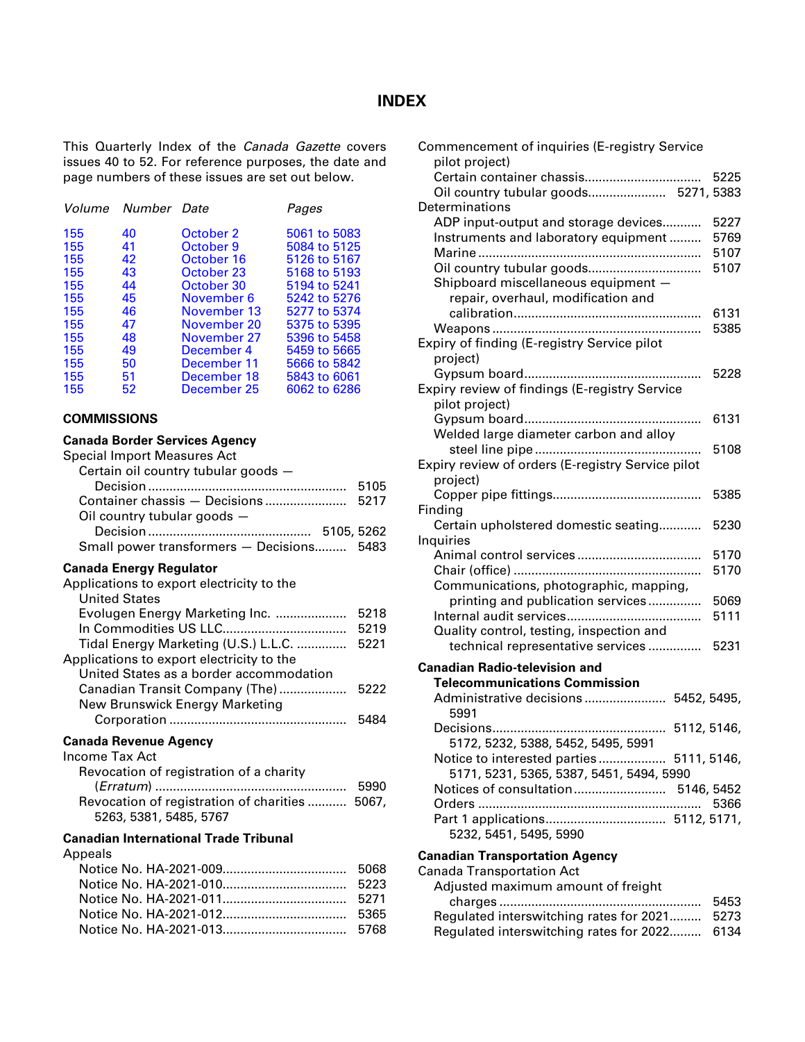# INDEX

This Quarterly Index of the *Canada Gazette* covers issues 40 to 52. For reference purposes, the date and page numbers of these issues are set out below.

| *Volume* | *Number* | *Date* | *Pages* |
|---|---|---|---|
| 155 | 40 | October 2 | 5061 to 5083 |
| 155 | 41 | October 9 | 5084 to 5125 |
| 155 | 42 | October 16 | 5126 to 5167 |
| 155 | 43 | October 23 | 5168 to 5193 |
| 155 | 44 | October 30 | 5194 to 5241 |
| 155 | 45 | November 6 | 5242 to 5276 |
| 155 | 46 | November 13 | 5277 to 5374 |
| 155 | 47 | November 20 | 5375 to 5395 |
| 155 | 48 | November 27 | 5396 to 5458 |
| 155 | 49 | December 4 | 5459 to 5665 |
| 155 | 50 | December 11 | 5666 to 5842 |
| 155 | 51 | December 18 | 5843 to 6061 |
| 155 | 52 | December 25 | 6062 to 6286 |

## COMMISSIONS

### Canada Border Services Agency

Special Import Measures Act
- Certain oil country tubular goods — Decision ....... 5105
- Container chassis — Decisions ....... 5217
- Oil country tubular goods — Decision ....... 5105, 5262
- Small power transformers — Decisions ....... 5483

### Canada Energy Regulator

Applications to export electricity to the United States
- Evolugen Energy Marketing Inc. ....... 5218
- In Commodities US LLC ....... 5219
- Tidal Energy Marketing (U.S.) L.L.C. ....... 5221

Applications to export electricity to the United States as a border accommodation
- Canadian Transit Company (The) ....... 5222
- New Brunswick Energy Marketing Corporation ....... 5484

### Canada Revenue Agency

Income Tax Act
- Revocation of registration of a charity (*Erratum*) ....... 5990
- Revocation of registration of charities ....... 5067, 5263, 5381, 5485, 5767

### Canadian International Trade Tribunal

Appeals
- Notice No. HA-2021-009 ....... 5068
- Notice No. HA-2021-010 ....... 5223
- Notice No. HA-2021-011 ....... 5271
- Notice No. HA-2021-012 ....... 5365
- Notice No. HA-2021-013 ....... 5768

Commencement of inquiries (E-registry Service pilot project)
- Certain container chassis ....... 5225
- Oil country tubular goods ....... 5271, 5383

Determinations
- ADP input-output and storage devices ....... 5227
- Instruments and laboratory equipment ....... 5769
- Marine ....... 5107
- Oil country tubular goods ....... 5107
- Shipboard miscellaneous equipment — repair, overhaul, modification and calibration ....... 6131
- Weapons ....... 5385

Expiry of finding (E-registry Service pilot project)
- Gypsum board ....... 5228

Expiry review of findings (E-registry Service pilot project)
- Gypsum board ....... 6131
- Welded large diameter carbon and alloy steel line pipe ....... 5108

Expiry review of orders (E-registry Service pilot project)
- Copper pipe fittings ....... 5385

Finding
- Certain upholstered domestic seating ....... 5230

Inquiries
- Animal control services ....... 5170
- Chair (office) ....... 5170
- Communications, photographic, mapping, printing and publication services ....... 5069
- Internal audit services ....... 5111
- Quality control, testing, inspection and technical representative services ....... 5231

### Canadian Radio-television and Telecommunications Commission

- Administrative decisions ....... 5452, 5495, 5991
- Decisions ....... 5112, 5146, 5172, 5232, 5388, 5452, 5495, 5991
- Notice to interested parties ....... 5111, 5146, 5171, 5231, 5365, 5387, 5451, 5494, 5990
- Notices of consultation ....... 5146, 5452
- Orders ....... 5366
- Part 1 applications ....... 5112, 5171, 5232, 5451, 5495, 5990

### Canadian Transportation Agency

Canada Transportation Act
- Adjusted maximum amount of freight charges ....... 5453
- Regulated interswitching rates for 2021 ....... 5273
- Regulated interswitching rates for 2022 ....... 6134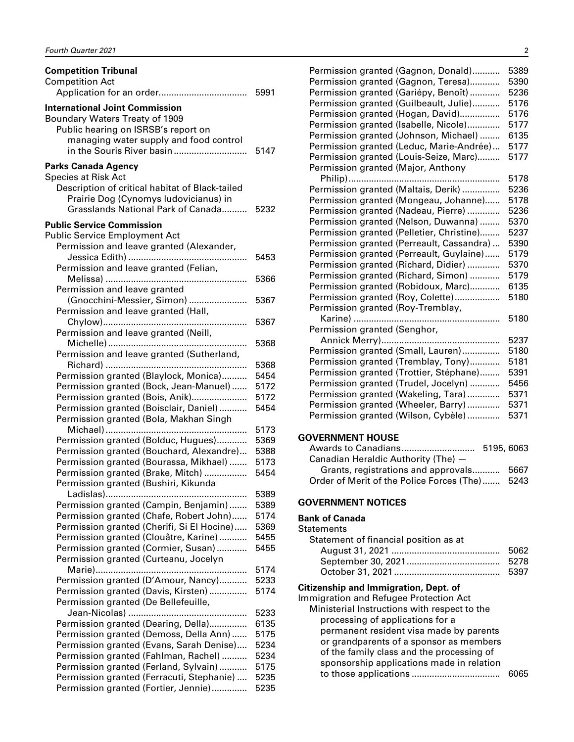**Competition Tribunal**

Competition Act

Application for an order.................................. 5991

**International Joint Commission**

Boundary Waters Treaty of 1909

Public hearing on ISRSB's report on managing water supply and food control in the Souris River basin ............................ 5147

**Parks Canada Agency**

Species at Risk Act

Description of critical habitat of Black-tailed Prairie Dog (Cynomys ludovicianus) in Grasslands National Park of Canada.......... 5232

**Public Service Commission**

Public Service Employment Act

Permission and leave granted (Alexander, Jessica Edith) .............................................. 5453
Permission and leave granted (Felian, Melissa) ........................................................ 5366
Permission and leave granted (Gnocchini-Messier, Simon) ....................... 5367
Permission and leave granted (Hall, Chylow)........................................................ 5367
Permission and leave granted (Neill, Michelle) ...................................................... 5368
Permission and leave granted (Sutherland, Richard) ........................................................ 5368
Permission granted (Blaylock, Monica).......... 5454
Permission granted (Bock, Jean-Manuel) ...... 5172
Permission granted (Bois, Anik)...................... 5172
Permission granted (Boisclair, Daniel) ........... 5454
Permission granted (Bola, Makhan Singh Michael) ....................................................... 5173
Permission granted (Bolduc, Hugues)............ 5369
Permission granted (Bouchard, Alexandre)... 5388
Permission granted (Bourassa, Mikhael) ....... 5173
Permission granted (Brake, Mitch) ................. 5454
Permission granted (Bushiri, Kikunda Ladislas)........................................................ 5389
Permission granted (Campin, Benjamin) ....... 5389
Permission granted (Chafe, Robert John)...... 5174
Permission granted (Cherifi, Si El Hocine)..... 5369
Permission granted (Clouâtre, Karine) ........... 5455
Permission granted (Cormier, Susan) ............ 5455
Permission granted (Curteanu, Jocelyn Marie)........................................................... 5174
Permission granted (D'Amour, Nancy)........... 5233
Permission granted (Davis, Kirsten) ............... 5174
Permission granted (De Bellefeuille, Jean-Nicolas) ............................................... 5233
Permission granted (Dearing, Della)............... 6135
Permission granted (Demoss, Della Ann) ...... 5175
Permission granted (Evans, Sarah Denise).... 5234
Permission granted (Fahlman, Rachel) .......... 5234
Permission granted (Ferland, Sylvain) ........... 5175
Permission granted (Ferracuti, Stephanie) .... 5235
Permission granted (Fortier, Jennie)............. 5235
Permission granted (Gagnon, Donald)........... 5389
Permission granted (Gagnon, Teresa)............ 5390
Permission granted (Gariépy, Benoît) ............ 5236
Permission granted (Guilbeault, Julie)........... 5176
Permission granted (Hogan, David)................ 5176
Permission granted (Isabelle, Nicole)............. 5177
Permission granted (Johnson, Michael) ........ 6135
Permission granted (Leduc, Marie-Andrée)... 5177
Permission granted (Louis-Seize, Marc)......... 5177
Permission granted (Major, Anthony Philip)........................................................... 5178
Permission granted (Maltais, Derik) ............... 5236
Permission granted (Mongeau, Johanne)...... 5178
Permission granted (Nadeau, Pierre) ............. 5236
Permission granted (Nelson, Duwanna) ........ 5370
Permission granted (Pelletier, Christine)........ 5237
Permission granted (Perreault, Cassandra) ... 5390
Permission granted (Perreault, Guylaine)...... 5179
Permission granted (Richard, Didier) ............. 5370
Permission granted (Richard, Simon) ............ 5179
Permission granted (Robidoux, Marc)............ 6135
Permission granted (Roy, Colette).................. 5180
Permission granted (Roy-Tremblay, Karine) ......................................................... 5180
Permission granted (Senghor, Annick Merry).............................................. 5237
Permission granted (Small, Lauren)............... 5180
Permission granted (Tremblay, Tony)............ 5181
Permission granted (Trottier, Stéphane)........ 5391
Permission granted (Trudel, Jocelyn) ............ 5456
Permission granted (Wakeling, Tara) ............. 5371
Permission granted (Wheeler, Barry) ............. 5371
Permission granted (Wilson, Cybèle) ............. 5371

## GOVERNMENT HOUSE

Awards to Canadians............................ 5195, 6063
Canadian Heraldic Authority (The) — Grants, registrations and approvals........... 5667
Order of Merit of the Police Forces (The)....... 5243

## GOVERNMENT NOTICES

**Bank of Canada**

Statements

Statement of financial position as at
August 31, 2021 .......................................... 5062
September 30, 2021.................................... 5278
October 31, 2021 ......................................... 5397

**Citizenship and Immigration, Dept. of**

Immigration and Refugee Protection Act

Ministerial Instructions with respect to the processing of applications for a permanent resident visa made by parents or grandparents of a sponsor as members of the family class and the processing of sponsorship applications made in relation to those applications .................................. 6065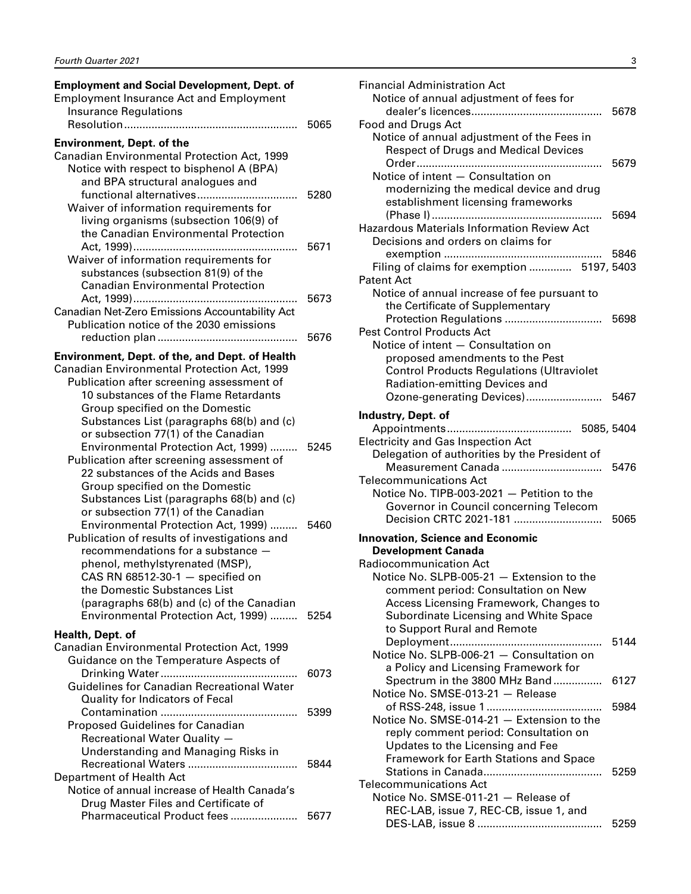**Employment and Social Development, Dept. of**

Employment Insurance Act and Employment Insurance Regulations

Resolution ... 5065

**Environment, Dept. of the**

Canadian Environmental Protection Act, 1999

Notice with respect to bisphenol A (BPA) and BPA structural analogues and functional alternatives ... 5280

Waiver of information requirements for living organisms (subsection 106(9) of the Canadian Environmental Protection Act, 1999) ... 5671

Waiver of information requirements for substances (subsection 81(9) of the Canadian Environmental Protection Act, 1999) ... 5673

Canadian Net-Zero Emissions Accountability Act

Publication notice of the 2030 emissions reduction plan ... 5676

**Environment, Dept. of the, and Dept. of Health**

Canadian Environmental Protection Act, 1999

Publication after screening assessment of 10 substances of the Flame Retardants Group specified on the Domestic Substances List (paragraphs 68(b) and (c) or subsection 77(1) of the Canadian Environmental Protection Act, 1999) ... 5245

Publication after screening assessment of 22 substances of the Acids and Bases Group specified on the Domestic Substances List (paragraphs 68(b) and (c) or subsection 77(1) of the Canadian Environmental Protection Act, 1999) ... 5460

Publication of results of investigations and recommendations for a substance — phenol, methylstyrenated (MSP), CAS RN 68512-30-1 — specified on the Domestic Substances List (paragraphs 68(b) and (c) of the Canadian Environmental Protection Act, 1999) ... 5254

**Health, Dept. of**

Canadian Environmental Protection Act, 1999

Guidance on the Temperature Aspects of Drinking Water ... 6073

Guidelines for Canadian Recreational Water Quality for Indicators of Fecal Contamination ... 5399

Proposed Guidelines for Canadian Recreational Water Quality — Understanding and Managing Risks in Recreational Waters ... 5844

Department of Health Act

Notice of annual increase of Health Canada's Drug Master Files and Certificate of Pharmaceutical Product fees ... 5677

Financial Administration Act

Notice of annual adjustment of fees for dealer's licences ... 5678

Food and Drugs Act

Notice of annual adjustment of the Fees in Respect of Drugs and Medical Devices Order ... 5679

Notice of intent — Consultation on modernizing the medical device and drug establishment licensing frameworks (Phase I) ... 5694

Hazardous Materials Information Review Act

Decisions and orders on claims for exemption ... 5846

Filing of claims for exemption ... 5197, 5403

Patent Act

Notice of annual increase of fee pursuant to the Certificate of Supplementary Protection Regulations ... 5698

Pest Control Products Act

Notice of intent — Consultation on proposed amendments to the Pest Control Products Regulations (Ultraviolet Radiation-emitting Devices and Ozone-generating Devices) ... 5467

**Industry, Dept. of**

Appointments ... 5085, 5404

Electricity and Gas Inspection Act

Delegation of authorities by the President of Measurement Canada ... 5476

Telecommunications Act

Notice No. TIPB-003-2021 — Petition to the Governor in Council concerning Telecom Decision CRTC 2021-181 ... 5065

**Innovation, Science and Economic Development Canada**

Radiocommunication Act

Notice No. SLPB-005-21 — Extension to the comment period: Consultation on New Access Licensing Framework, Changes to Subordinate Licensing and White Space to Support Rural and Remote Deployment ... 5144

Notice No. SLPB-006-21 — Consultation on a Policy and Licensing Framework for Spectrum in the 3800 MHz Band ... 6127

Notice No. SMSE-013-21 — Release of RSS-248, issue 1 ... 5984

Notice No. SMSE-014-21 — Extension to the reply comment period: Consultation on Updates to the Licensing and Fee Framework for Earth Stations and Space Stations in Canada ... 5259

Telecommunications Act

Notice No. SMSE-011-21 — Release of REC-LAB, issue 7, REC-CB, issue 1, and DES-LAB, issue 8 ... 5259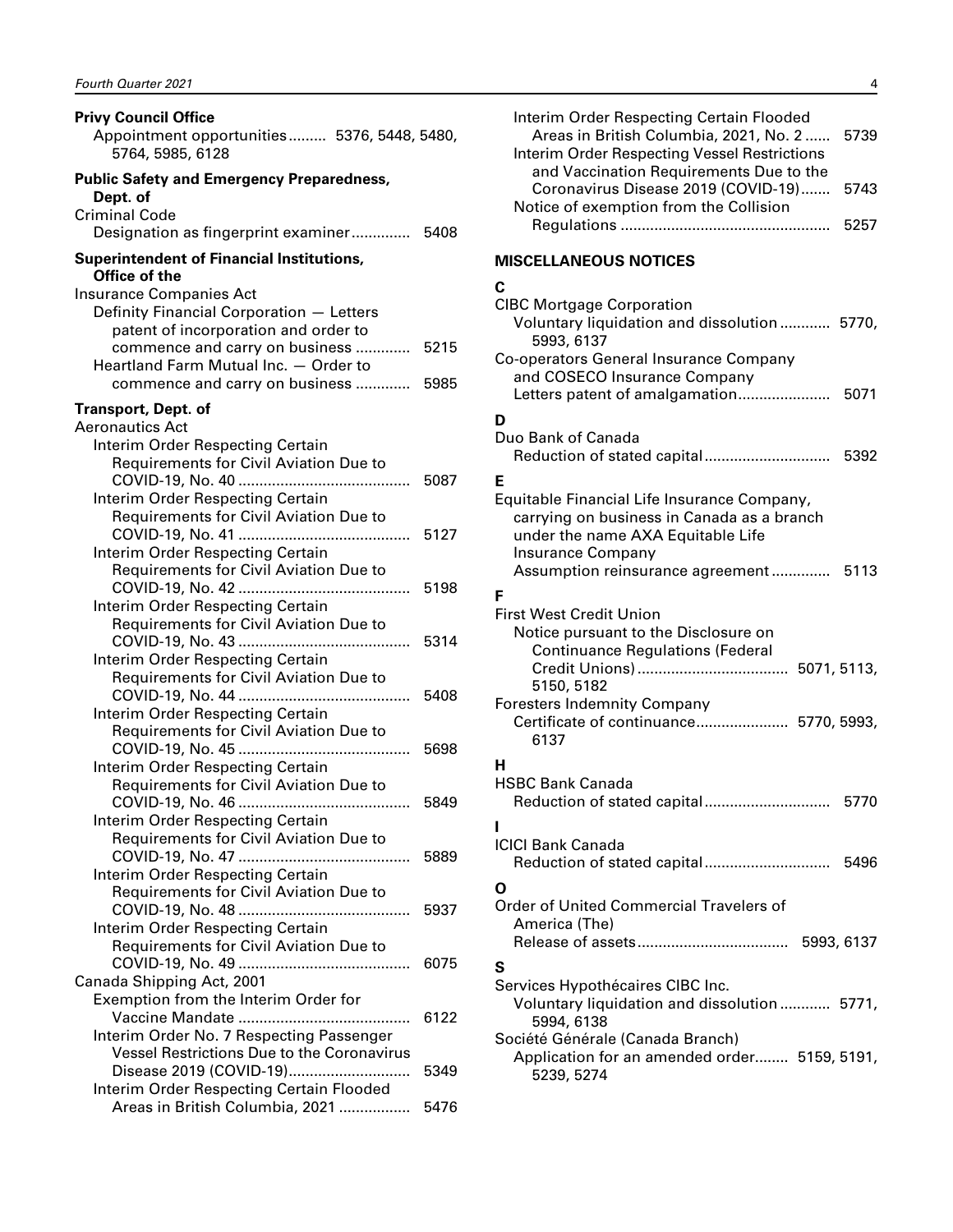**Privy Council Office**

Appointment opportunities......... 5376, 5448, 5480, 5764, 5985, 6128

**Public Safety and Emergency Preparedness, Dept. of**

Criminal Code

Designation as fingerprint examiner.............. 5408

**Superintendent of Financial Institutions, Office of the**

Insurance Companies Act

Definity Financial Corporation — Letters patent of incorporation and order to commence and carry on business ............. 5215

Heartland Farm Mutual Inc. — Order to commence and carry on business ............. 5985

**Transport, Dept. of**

Aeronautics Act

Interim Order Respecting Certain Requirements for Civil Aviation Due to COVID-19, No. 40 ......................................... 5087

Interim Order Respecting Certain Requirements for Civil Aviation Due to COVID-19, No. 41 ......................................... 5127

Interim Order Respecting Certain Requirements for Civil Aviation Due to COVID-19, No. 42 ......................................... 5198

Interim Order Respecting Certain Requirements for Civil Aviation Due to COVID-19, No. 43 ......................................... 5314

Interim Order Respecting Certain Requirements for Civil Aviation Due to COVID-19, No. 44 ......................................... 5408

Interim Order Respecting Certain Requirements for Civil Aviation Due to COVID-19, No. 45 ......................................... 5698

Interim Order Respecting Certain Requirements for Civil Aviation Due to COVID-19, No. 46 ......................................... 5849

Interim Order Respecting Certain Requirements for Civil Aviation Due to COVID-19, No. 47 ......................................... 5889

Interim Order Respecting Certain Requirements for Civil Aviation Due to COVID-19, No. 48 ......................................... 5937

Interim Order Respecting Certain Requirements for Civil Aviation Due to COVID-19, No. 49 ......................................... 6075

Canada Shipping Act, 2001

Exemption from the Interim Order for Vaccine Mandate ......................................... 6122

Interim Order No. 7 Respecting Passenger Vessel Restrictions Due to the Coronavirus Disease 2019 (COVID-19)............................ 5349

Interim Order Respecting Certain Flooded Areas in British Columbia, 2021 ................. 5476

Interim Order Respecting Certain Flooded Areas in British Columbia, 2021, No. 2 ...... 5739

Interim Order Respecting Vessel Restrictions and Vaccination Requirements Due to the Coronavirus Disease 2019 (COVID-19)....... 5743

Notice of exemption from the Collision Regulations .................................................. 5257

## MISCELLANEOUS NOTICES

### C

CIBC Mortgage Corporation

Voluntary liquidation and dissolution ............ 5770, 5993, 6137

Co-operators General Insurance Company and COSECO Insurance Company

Letters patent of amalgamation...................... 5071

### D

Duo Bank of Canada

Reduction of stated capital.............................. 5392

### E

Equitable Financial Life Insurance Company, carrying on business in Canada as a branch under the name AXA Equitable Life Insurance Company

Assumption reinsurance agreement.............. 5113

### F

First West Credit Union

Notice pursuant to the Disclosure on Continuance Regulations (Federal Credit Unions).................................... 5071, 5113, 5150, 5182

Foresters Indemnity Company

Certificate of continuance...................... 5770, 5993, 6137

### H

HSBC Bank Canada

Reduction of stated capital.............................. 5770

### I

ICICI Bank Canada

Reduction of stated capital.............................. 5496

### O

Order of United Commercial Travelers of America (The)

Release of assets.................................... 5993, 6137

### S

Services Hypothécaires CIBC Inc.

Voluntary liquidation and dissolution ............ 5771, 5994, 6138

Société Générale (Canada Branch)

Application for an amended order........ 5159, 5191, 5239, 5274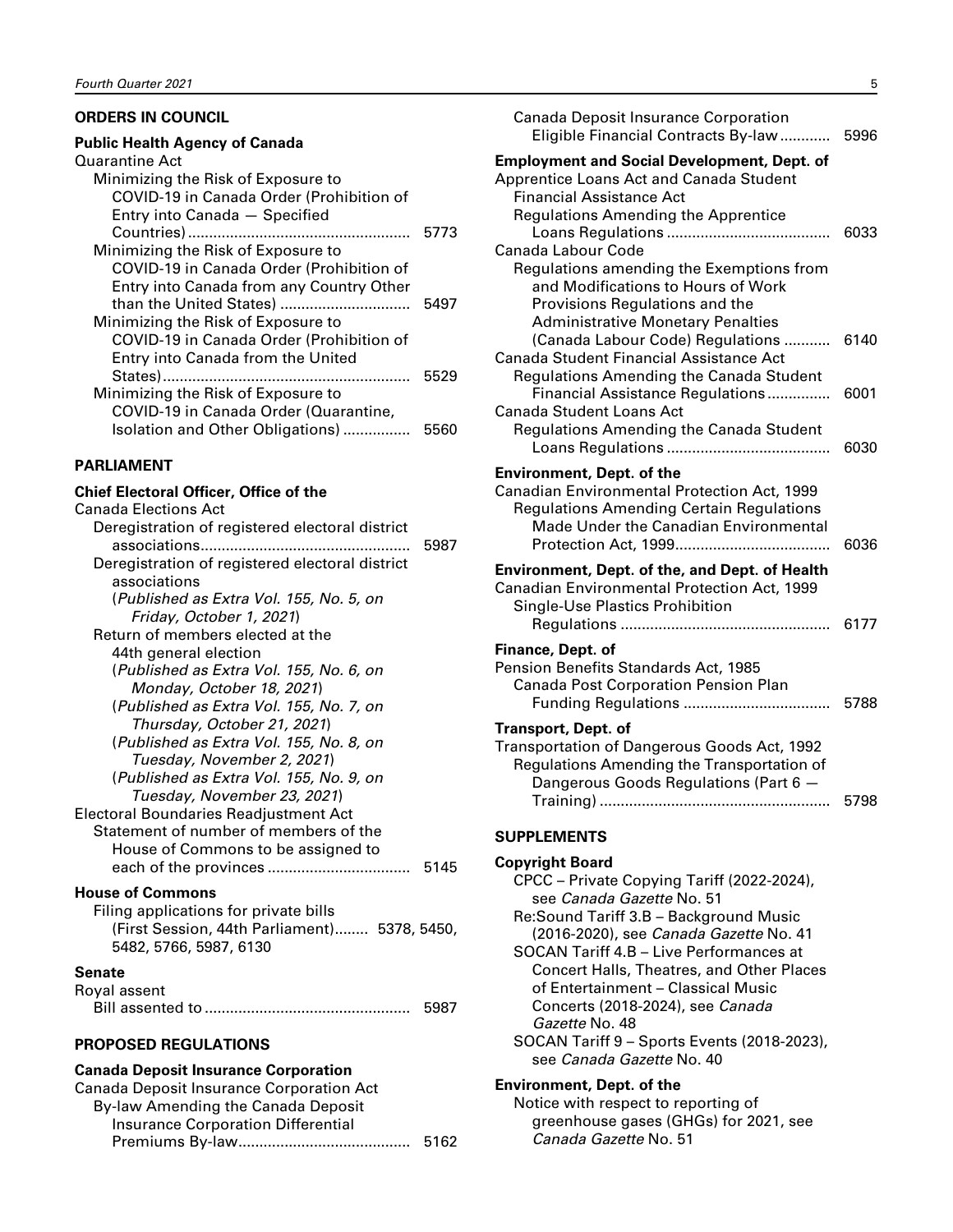## ORDERS IN COUNCIL

### Public Health Agency of Canada

Quarantine Act

Minimizing the Risk of Exposure to COVID-19 in Canada Order (Prohibition of Entry into Canada — Specified Countries) .................................................... 5773

Minimizing the Risk of Exposure to COVID-19 in Canada Order (Prohibition of Entry into Canada from any Country Other than the United States) .............................. 5497

Minimizing the Risk of Exposure to COVID-19 in Canada Order (Prohibition of Entry into Canada from the United States)........................................................... 5529

Minimizing the Risk of Exposure to COVID-19 in Canada Order (Quarantine, Isolation and Other Obligations) ................ 5560

## PARLIAMENT

### Chief Electoral Officer, Office of the

Canada Elections Act

Deregistration of registered electoral district associations................................................. 5987

Deregistration of registered electoral district associations
(*Published as Extra Vol. 155, No. 5, on Friday, October 1, 2021*)

Return of members elected at the 44th general election
(*Published as Extra Vol. 155, No. 6, on Monday, October 18, 2021*)
(*Published as Extra Vol. 155, No. 7, on Thursday, October 21, 2021*)
(*Published as Extra Vol. 155, No. 8, on Tuesday, November 2, 2021*)
(*Published as Extra Vol. 155, No. 9, on Tuesday, November 23, 2021*)

Electoral Boundaries Readjustment Act

Statement of number of members of the House of Commons to be assigned to each of the provinces .................................. 5145

### House of Commons

Filing applications for private bills (First Session, 44th Parliament)........ 5378, 5450, 5482, 5766, 5987, 6130

### Senate

Royal assent

Bill assented to ................................................ 5987

## PROPOSED REGULATIONS

### Canada Deposit Insurance Corporation

Canada Deposit Insurance Corporation Act

By-law Amending the Canada Deposit Insurance Corporation Differential Premiums By-law......................................... 5162

Canada Deposit Insurance Corporation Eligible Financial Contracts By-law ............ 5996

### Employment and Social Development, Dept. of

Apprentice Loans Act and Canada Student Financial Assistance Act

Regulations Amending the Apprentice Loans Regulations ...................................... 6033

Canada Labour Code

Regulations amending the Exemptions from and Modifications to Hours of Work Provisions Regulations and the Administrative Monetary Penalties (Canada Labour Code) Regulations ........... 6140

Canada Student Financial Assistance Act

Regulations Amending the Canada Student Financial Assistance Regulations ............... 6001

Canada Student Loans Act

Regulations Amending the Canada Student Loans Regulations ...................................... 6030

### Environment, Dept. of the

Canadian Environmental Protection Act, 1999

Regulations Amending Certain Regulations Made Under the Canadian Environmental Protection Act, 1999..................................... 6036

### Environment, Dept. of the, and Dept. of Health

Canadian Environmental Protection Act, 1999

Single-Use Plastics Prohibition Regulations ................................................. 6177

### Finance, Dept. of

Pension Benefits Standards Act, 1985

Canada Post Corporation Pension Plan Funding Regulations .................................. 5788

### Transport, Dept. of

Transportation of Dangerous Goods Act, 1992

Regulations Amending the Transportation of Dangerous Goods Regulations (Part 6 — Training) ...................................................... 5798

## SUPPLEMENTS

### Copyright Board

CPCC – Private Copying Tariff (2022-2024), see *Canada Gazette* No. 51

Re:Sound Tariff 3.B – Background Music (2016-2020), see *Canada Gazette* No. 41

SOCAN Tariff 4.B – Live Performances at Concert Halls, Theatres, and Other Places of Entertainment – Classical Music Concerts (2018-2024), see *Canada Gazette* No. 48

SOCAN Tariff 9 – Sports Events (2018-2023), see *Canada Gazette* No. 40

### Environment, Dept. of the

Notice with respect to reporting of greenhouse gases (GHGs) for 2021, see *Canada Gazette* No. 51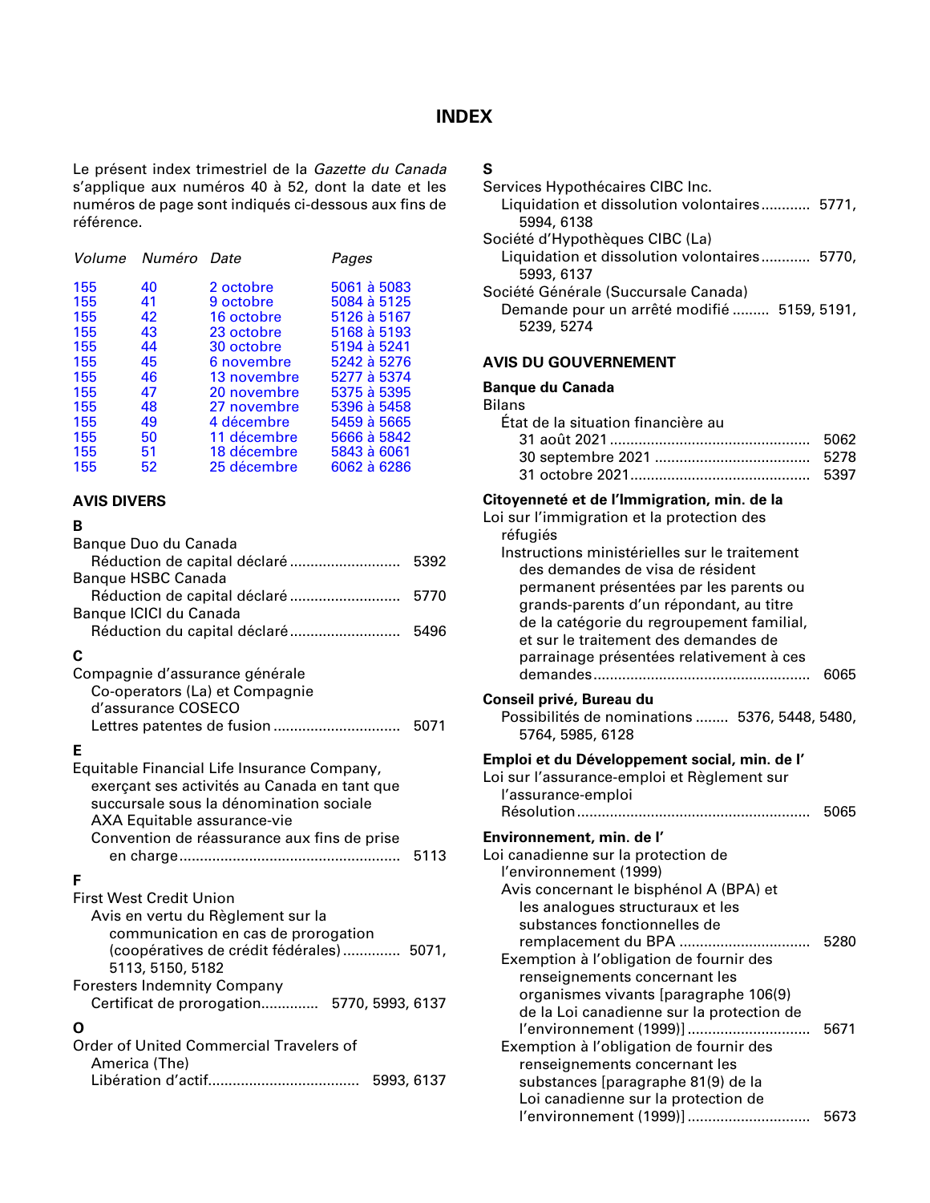# INDEX

Le présent index trimestriel de la *Gazette du Canada* s'applique aux numéros 40 à 52, dont la date et les numéros de page sont indiqués ci-dessous aux fins de référence.

| *Volume* | *Numéro* | *Date* | *Pages* |
|---|---|---|---|
| 155 | 40 | 2 octobre | 5061 à 5083 |
| 155 | 41 | 9 octobre | 5084 à 5125 |
| 155 | 42 | 16 octobre | 5126 à 5167 |
| 155 | 43 | 23 octobre | 5168 à 5193 |
| 155 | 44 | 30 octobre | 5194 à 5241 |
| 155 | 45 | 6 novembre | 5242 à 5276 |
| 155 | 46 | 13 novembre | 5277 à 5374 |
| 155 | 47 | 20 novembre | 5375 à 5395 |
| 155 | 48 | 27 novembre | 5396 à 5458 |
| 155 | 49 | 4 décembre | 5459 à 5665 |
| 155 | 50 | 11 décembre | 5666 à 5842 |
| 155 | 51 | 18 décembre | 5843 à 6061 |
| 155 | 52 | 25 décembre | 6062 à 6286 |

## AVIS DIVERS

**B**

Banque Duo du Canada
  Réduction de capital déclaré .......... 5392

Banque HSBC Canada
  Réduction de capital déclaré .......... 5770

Banque ICICI du Canada
  Réduction du capital déclaré .......... 5496

**C**

Compagnie d'assurance générale Co-operators (La) et Compagnie d'assurance COSECO
  Lettres patentes de fusion .......... 5071

**E**

Equitable Financial Life Insurance Company, exerçant ses activités au Canada en tant que succursale sous la dénomination sociale AXA Equitable assurance-vie
  Convention de réassurance aux fins de prise en charge .......... 5113

**F**

First West Credit Union
  Avis en vertu du Règlement sur la communication en cas de prorogation (coopératives de crédit fédérales) .......... 5071, 5113, 5150, 5182

Foresters Indemnity Company
  Certificat de prorogation .......... 5770, 5993, 6137

**O**

Order of United Commercial Travelers of America (The)
  Libération d'actif .......... 5993, 6137

**S**

Services Hypothécaires CIBC Inc.
  Liquidation et dissolution volontaires .......... 5771, 5994, 6138

Société d'Hypothèques CIBC (La)
  Liquidation et dissolution volontaires .......... 5770, 5993, 6137

Société Générale (Succursale Canada)
  Demande pour un arrêté modifié .......... 5159, 5191, 5239, 5274

## AVIS DU GOUVERNEMENT

**Banque du Canada**

Bilans
  État de la situation financière au
    31 août 2021 .......... 5062
    30 septembre 2021 .......... 5278
    31 octobre 2021 .......... 5397

**Citoyenneté et de l'Immigration, min. de la**

Loi sur l'immigration et la protection des réfugiés
  Instructions ministérielles sur le traitement des demandes de visa de résident permanent présentées par les parents ou grands-parents d'un répondant, au titre de la catégorie du regroupement familial, et sur le traitement des demandes de parrainage présentées relativement à ces demandes .......... 6065

**Conseil privé, Bureau du**

  Possibilités de nominations .......... 5376, 5448, 5480, 5764, 5985, 6128

**Emploi et du Développement social, min. de l'**

Loi sur l'assurance-emploi et Règlement sur l'assurance-emploi
  Résolution .......... 5065

**Environnement, min. de l'**

Loi canadienne sur la protection de l'environnement (1999)
  Avis concernant le bisphénol A (BPA) et les analogues structuraux et les substances fonctionnelles de remplacement du BPA .......... 5280
  Exemption à l'obligation de fournir des renseignements concernant les organismes vivants [paragraphe 106(9) de la Loi canadienne sur la protection de l'environnement (1999)] .......... 5671
  Exemption à l'obligation de fournir des renseignements concernant les substances [paragraphe 81(9) de la Loi canadienne sur la protection de l'environnement (1999)] .......... 5673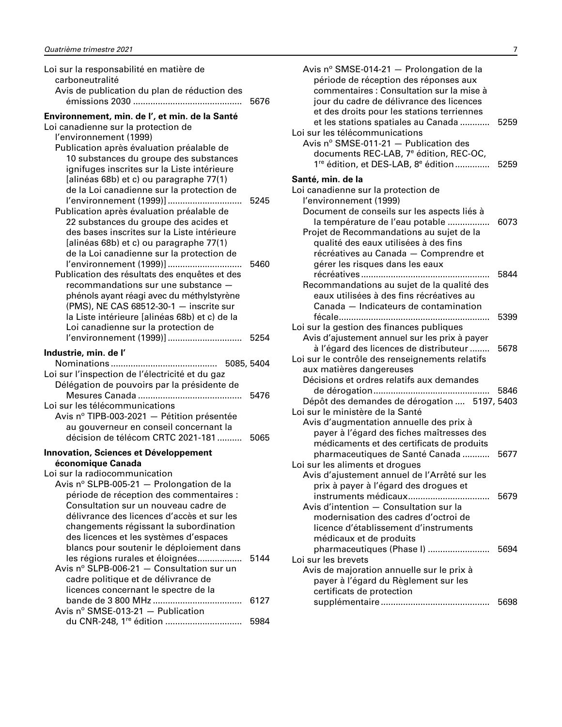Loi sur la responsabilité en matière de carboneutralité
- Avis de publication du plan de réduction des émissions 2030 ........................................... 5676

**Environnement, min. de l', et min. de la Santé**

Loi canadienne sur la protection de l'environnement (1999)
- Publication après évaluation préalable de 10 substances du groupe des substances ignifuges inscrites sur la Liste intérieure [alinéas 68b) et c) ou paragraphe 77(1) de la Loi canadienne sur la protection de l'environnement (1999)] ............................. 5245
- Publication après évaluation préalable de 22 substances du groupe des acides et des bases inscrites sur la Liste intérieure [alinéas 68b) et c) ou paragraphe 77(1) de la Loi canadienne sur la protection de l'environnement (1999)] ............................. 5460
- Publication des résultats des enquêtes et des recommandations sur une substance — phénols ayant réagi avec du méthylstyrène (PMS), NE CAS 68512-30-1 — inscrite sur la Liste intérieure [alinéas 68b) et c) de la Loi canadienne sur la protection de l'environnement (1999)] ............................. 5254

**Industrie, min. de l'**

Nominations .......................................... 5085, 5404

Loi sur l'inspection de l'électricité et du gaz
- Délégation de pouvoirs par la présidente de Mesures Canada .......................................... 5476

Loi sur les télécommunications
- Avis n° TIPB-003-2021 — Pétition présentée au gouverneur en conseil concernant la décision de télécom CRTC 2021-181 .......... 5065

**Innovation, Sciences et Développement économique Canada**

Loi sur la radiocommunication
- Avis n° SLPB-005-21 — Prolongation de la période de réception des commentaires : Consultation sur un nouveau cadre de délivrance des licences d'accès et sur les changements régissant la subordination des licences et les systèmes d'espaces blancs pour soutenir le déploiement dans les régions rurales et éloignées.................. 5144
- Avis n° SLPB-006-21 — Consultation sur un cadre politique et de délivrance de licences concernant le spectre de la bande de 3 800 MHz .................................... 6127
- Avis n° SMSE-013-21 — Publication du CNR-248, 1re édition ............................... 5984
- Avis n° SMSE-014-21 — Prolongation de la période de réception des réponses aux commentaires : Consultation sur la mise à jour du cadre de délivrance des licences et des droits pour les stations terriennes et les stations spatiales au Canada ............ 5259

Loi sur les télécommunications
- Avis n° SMSE-011-21 — Publication des documents REC-LAB, 7e édition, REC-OC, 1re édition, et DES-LAB, 8e édition.............. 5259

**Santé, min. de la**

Loi canadienne sur la protection de l'environnement (1999)
- Document de conseils sur les aspects liés à la température de l'eau potable ................. 6073
- Projet de Recommandations au sujet de la qualité des eaux utilisées à des fins récréatives au Canada — Comprendre et gérer les risques dans les eaux récréatives................................................... 5844
- Recommandations au sujet de la qualité des eaux utilisées à des fins récréatives au Canada — Indicateurs de contamination fécale............................................................ 5399

Loi sur la gestion des finances publiques
- Avis d'ajustement annuel sur les prix à payer à l'égard des licences de distributeur ........ 5678

Loi sur le contrôle des renseignements relatifs aux matières dangereuses
- Décisions et ordres relatifs aux demandes de dérogation.............................................. 5846
- Dépôt des demandes de dérogation .... 5197, 5403

Loi sur le ministère de la Santé
- Avis d'augmentation annuelle des prix à payer à l'égard des fiches maîtresses des médicaments et des certificats de produits pharmaceutiques de Santé Canada ........... 5677

Loi sur les aliments et drogues
- Avis d'ajustement annuel de l'Arrêté sur les prix à payer à l'égard des drogues et instruments médicaux................................ 5679
- Avis d'intention — Consultation sur la modernisation des cadres d'octroi de licence d'établissement d'instruments médicaux et de produits pharmaceutiques (Phase I) ......................... 5694

Loi sur les brevets
- Avis de majoration annuelle sur le prix à payer à l'égard du Règlement sur les certificats de protection supplémentaire........................................... 5698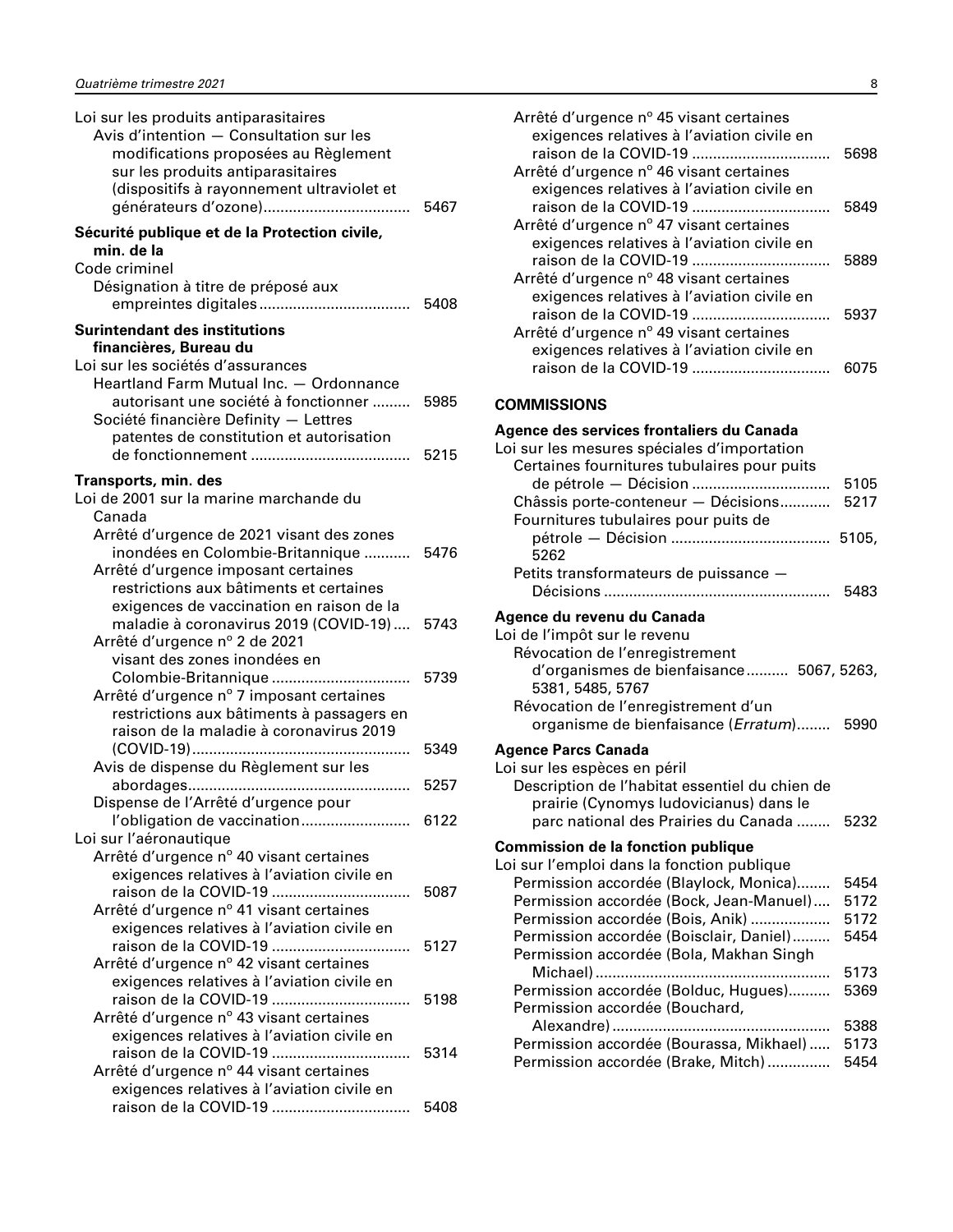Loi sur les produits antiparasitaires
Avis d'intention — Consultation sur les modifications proposées au Règlement sur les produits antiparasitaires (dispositifs à rayonnement ultraviolet et générateurs d'ozone)........ 5467

**Sécurité publique et de la Protection civile, min. de la**

Code criminel
Désignation à titre de préposé aux empreintes digitales........ 5408

**Surintendant des institutions financières, Bureau du**

Loi sur les sociétés d'assurances
Heartland Farm Mutual Inc. — Ordonnance autorisant une société à fonctionner........ 5985
Société financière Definity — Lettres patentes de constitution et autorisation de fonctionnement........ 5215

**Transports, min. des**

Loi de 2001 sur la marine marchande du Canada
Arrêté d'urgence de 2021 visant des zones inondées en Colombie-Britannique........ 5476
Arrêté d'urgence imposant certaines restrictions aux bâtiments et certaines exigences de vaccination en raison de la maladie à coronavirus 2019 (COVID-19)........ 5743
Arrêté d'urgence nº 2 de 2021 visant des zones inondées en Colombie-Britannique........ 5739
Arrêté d'urgence nº 7 imposant certaines restrictions aux bâtiments à passagers en raison de la maladie à coronavirus 2019 (COVID-19)........ 5349
Avis de dispense du Règlement sur les abordages........ 5257
Dispense de l'Arrêté d'urgence pour l'obligation de vaccination........ 6122

Loi sur l'aéronautique
Arrêté d'urgence nº 40 visant certaines exigences relatives à l'aviation civile en raison de la COVID-19........ 5087
Arrêté d'urgence nº 41 visant certaines exigences relatives à l'aviation civile en raison de la COVID-19........ 5127
Arrêté d'urgence nº 42 visant certaines exigences relatives à l'aviation civile en raison de la COVID-19........ 5198
Arrêté d'urgence nº 43 visant certaines exigences relatives à l'aviation civile en raison de la COVID-19........ 5314
Arrêté d'urgence nº 44 visant certaines exigences relatives à l'aviation civile en raison de la COVID-19........ 5408
Arrêté d'urgence nº 45 visant certaines exigences relatives à l'aviation civile en raison de la COVID-19........ 5698
Arrêté d'urgence nº 46 visant certaines exigences relatives à l'aviation civile en raison de la COVID-19........ 5849
Arrêté d'urgence nº 47 visant certaines exigences relatives à l'aviation civile en raison de la COVID-19........ 5889
Arrêté d'urgence nº 48 visant certaines exigences relatives à l'aviation civile en raison de la COVID-19........ 5937
Arrêté d'urgence nº 49 visant certaines exigences relatives à l'aviation civile en raison de la COVID-19........ 6075

## COMMISSIONS

**Agence des services frontaliers du Canada**

Loi sur les mesures spéciales d'importation
Certaines fournitures tubulaires pour puits de pétrole — Décision........ 5105
Châssis porte-conteneur — Décisions........ 5217
Fournitures tubulaires pour puits de pétrole — Décision........ 5105, 5262
Petits transformateurs de puissance — Décisions........ 5483

**Agence du revenu du Canada**

Loi de l'impôt sur le revenu
Révocation de l'enregistrement d'organismes de bienfaisance........ 5067, 5263, 5381, 5485, 5767
Révocation de l'enregistrement d'un organisme de bienfaisance (*Erratum*)........ 5990

**Agence Parcs Canada**

Loi sur les espèces en péril
Description de l'habitat essentiel du chien de prairie (Cynomys ludovicianus) dans le parc national des Prairies du Canada........ 5232

**Commission de la fonction publique**

Loi sur l'emploi dans la fonction publique
Permission accordée (Blaylock, Monica)........ 5454
Permission accordée (Bock, Jean-Manuel)........ 5172
Permission accordée (Bois, Anik)........ 5172
Permission accordée (Boisclair, Daniel)........ 5454
Permission accordée (Bola, Makhan Singh Michael)........ 5173
Permission accordée (Bolduc, Hugues)........ 5369
Permission accordée (Bouchard, Alexandre)........ 5388
Permission accordée (Bourassa, Mikhael)........ 5173
Permission accordée (Brake, Mitch)........ 5454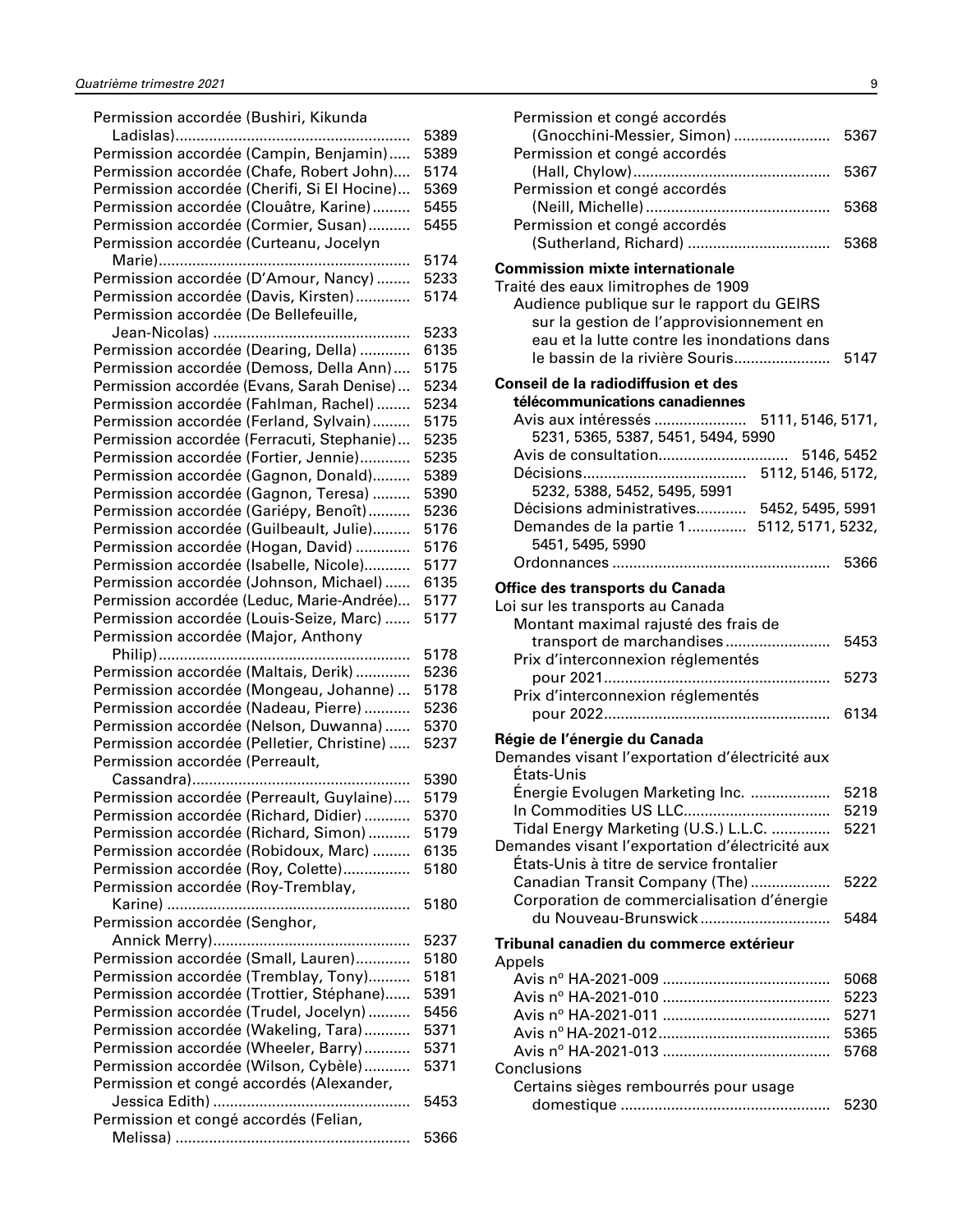Permission accordée (Bushiri, Kikunda Ladislas)........................................................ 5389
Permission accordée (Campin, Benjamin)..... 5389
Permission accordée (Chafe, Robert John).... 5174
Permission accordée (Cherifi, Si El Hocine)... 5369
Permission accordée (Clouâtre, Karine)......... 5455
Permission accordée (Cormier, Susan).......... 5455
Permission accordée (Curteanu, Jocelyn Marie)............................................................ 5174
Permission accordée (D'Amour, Nancy)........ 5233
Permission accordée (Davis, Kirsten)............ 5174
Permission accordée (De Bellefeuille, Jean-Nicolas) .............................................. 5233
Permission accordée (Dearing, Della) ........... 6135
Permission accordée (Demoss, Della Ann).... 5175
Permission accordée (Evans, Sarah Denise)... 5234
Permission accordée (Fahlman, Rachel)........ 5234
Permission accordée (Ferland, Sylvain)......... 5175
Permission accordée (Ferracuti, Stephanie)... 5235
Permission accordée (Fortier, Jennie)........... 5235
Permission accordée (Gagnon, Donald)......... 5389
Permission accordée (Gagnon, Teresa) ......... 5390
Permission accordée (Gariépy, Benoît).......... 5236
Permission accordée (Guilbeault, Julie)......... 5176
Permission accordée (Hogan, David) ............ 5176
Permission accordée (Isabelle, Nicole)........... 5177
Permission accordée (Johnson, Michael)...... 6135
Permission accordée (Leduc, Marie-Andrée)... 5177
Permission accordée (Louis-Seize, Marc)...... 5177
Permission accordée (Major, Anthony Philip)............................................................ 5178
Permission accordée (Maltais, Derik)............ 5236
Permission accordée (Mongeau, Johanne)... 5178
Permission accordée (Nadeau, Pierre)........... 5236
Permission accordée (Nelson, Duwanna)...... 5370
Permission accordée (Pelletier, Christine)..... 5237
Permission accordée (Perreault, Cassandra)................................................... 5390
Permission accordée (Perreault, Guylaine).... 5179
Permission accordée (Richard, Didier)........... 5370
Permission accordée (Richard, Simon).......... 5179
Permission accordée (Robidoux, Marc)......... 6135
Permission accordée (Roy, Colette)................ 5180
Permission accordée (Roy-Tremblay, Karine) ......................................................... 5180
Permission accordée (Senghor, Annick Merry).............................................. 5237
Permission accordée (Small, Lauren)............. 5180
Permission accordée (Tremblay, Tony).......... 5181
Permission accordée (Trottier, Stéphane)...... 5391
Permission accordée (Trudel, Jocelyn).......... 5456
Permission accordée (Wakeling, Tara)........... 5371
Permission accordée (Wheeler, Barry)........... 5371
Permission accordée (Wilson, Cybèle)........... 5371
Permission et congé accordés (Alexander, Jessica Edith) .............................................. 5453
Permission et congé accordés (Felian, Melissa) ....................................................... 5366
Permission et congé accordés (Gnocchini-Messier, Simon) ....................... 5367
Permission et congé accordés (Hall, Chylow).............................................. 5367
Permission et congé accordés (Neill, Michelle)........................................... 5368
Permission et congé accordés (Sutherland, Richard) ................................. 5368

**Commission mixte internationale**

Traité des eaux limitrophes de 1909
Audience publique sur le rapport du GEIRS sur la gestion de l'approvisionnement en eau et la lutte contre les inondations dans le bassin de la rivière Souris....................... 5147

**Conseil de la radiodiffusion et des télécommunications canadiennes**

Avis aux intéressés ...................... 5111, 5146, 5171, 5231, 5365, 5387, 5451, 5494, 5990
Avis de consultation.............................. 5146, 5452
Décisions...................................... 5112, 5146, 5172, 5232, 5388, 5452, 5495, 5991
Décisions administratives............ 5452, 5495, 5991
Demandes de la partie 1.............. 5112, 5171, 5232, 5451, 5495, 5990
Ordonnances ................................................... 5366

**Office des transports du Canada**

Loi sur les transports au Canada
Montant maximal rajusté des frais de transport de marchandises......................... 5453
Prix d'interconnexion réglementés pour 2021..................................................... 5273
Prix d'interconnexion réglementés pour 2022..................................................... 6134

**Régie de l'énergie du Canada**

Demandes visant l'exportation d'électricité aux États-Unis
Énergie Evolugen Marketing Inc. ................... 5218
In Commodities US LLC................................... 5219
Tidal Energy Marketing (U.S.) L.L.C. .............. 5221
Demandes visant l'exportation d'électricité aux États-Unis à titre de service frontalier
Canadian Transit Company (The)................... 5222
Corporation de commercialisation d'énergie du Nouveau-Brunswick.............................. 5484

**Tribunal canadien du commerce extérieur**

Appels
Avis nº HA-2021-009 ........................................ 5068
Avis nº HA-2021-010 ........................................ 5223
Avis nº HA-2021-011 ........................................ 5271
Avis nº HA-2021-012......................................... 5365
Avis nº HA-2021-013 ........................................ 5768
Conclusions
Certains sièges rembourrés pour usage domestique ................................................. 5230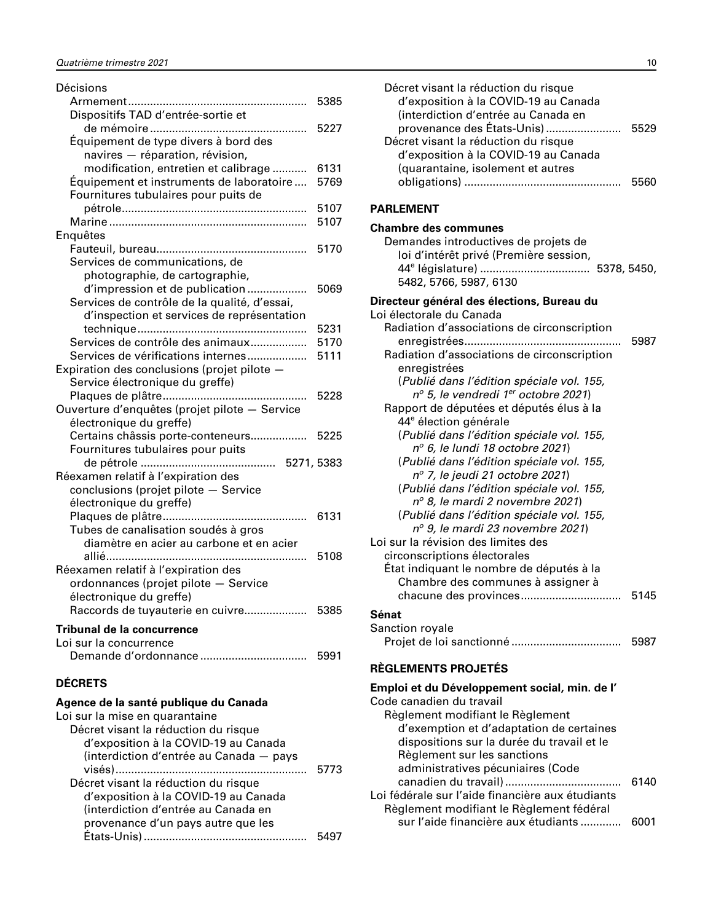Décisions

- Armement ........................................................ 5385
- Dispositifs TAD d'entrée-sortie et de mémoire ................................................ 5227
- Équipement de type divers à bord des navires — réparation, révision, modification, entretien et calibrage ........... 6131
- Équipement et instruments de laboratoire .... 5769
- Fournitures tubulaires pour puits de pétrole.......................................................... 5107
- Marine .............................................................. 5107

Enquêtes

- Fauteuil, bureau............................................... 5170
- Services de communications, de photographie, de cartographie, d'impression et de publication .................. 5069
- Services de contrôle de la qualité, d'essai, d'inspection et services de représentation technique ..................................................... 5231
- Services de contrôle des animaux.................. 5170
- Services de vérifications internes................... 5111

Expiration des conclusions (projet pilote — Service électronique du greffe)

- Plaques de plâtre............................................. 5228

Ouverture d'enquêtes (projet pilote — Service électronique du greffe)

- Certains châssis porte-conteneurs.................. 5225
- Fournitures tubulaires pour puits de pétrole .......................................... 5271, 5383

Réexamen relatif à l'expiration des conclusions (projet pilote — Service électronique du greffe)

- Plaques de plâtre............................................. 6131
- Tubes de canalisation soudés à gros diamètre en acier au carbone et en acier allié............................................................... 5108

Réexamen relatif à l'expiration des ordonnances (projet pilote — Service électronique du greffe)

- Raccords de tuyauterie en cuivre.................... 5385

**Tribunal de la concurrence**

Loi sur la concurrence

- Demande d'ordonnance ................................. 5991

## DÉCRETS

**Agence de la santé publique du Canada**

Loi sur la mise en quarantaine

- Décret visant la réduction du risque d'exposition à la COVID-19 au Canada (interdiction d'entrée au Canada — pays visés)............................................................ 5773
- Décret visant la réduction du risque d'exposition à la COVID-19 au Canada (interdiction d'entrée au Canada en provenance d'un pays autre que les États-Unis) ................................................... 5497
- Décret visant la réduction du risque d'exposition à la COVID-19 au Canada (interdiction d'entrée au Canada en provenance des États-Unis) ........................ 5529
- Décret visant la réduction du risque d'exposition à la COVID-19 au Canada (quarantaine, isolement et autres obligations) ................................................. 5560

## PARLEMENT

**Chambre des communes**

- Demandes introductives de projets de loi d'intérêt privé (Première session, 44e législature) .................................. 5378, 5450, 5482, 5766, 5987, 6130

**Directeur général des élections, Bureau du**

Loi électorale du Canada

- Radiation d'associations de circonscription enregistrées................................................. 5987
- Radiation d'associations de circonscription enregistrées
  (*Publié dans l'édition spéciale vol. 155, no 5, le vendredi 1er octobre 2021*)
- Rapport de députées et députés élus à la 44e élection générale
  (*Publié dans l'édition spéciale vol. 155, no 6, le lundi 18 octobre 2021*)
  (*Publié dans l'édition spéciale vol. 155, no 7, le jeudi 21 octobre 2021*)
  (*Publié dans l'édition spéciale vol. 155, no 8, le mardi 2 novembre 2021*)
  (*Publié dans l'édition spéciale vol. 155, no 9, le mardi 23 novembre 2021*)

Loi sur la révision des limites des circonscriptions électorales

- État indiquant le nombre de députés à la Chambre des communes à assigner à chacune des provinces............................... 5145

**Sénat**

Sanction royale

- Projet de loi sanctionné .................................. 5987

## RÈGLEMENTS PROJETÉS

**Emploi et du Développement social, min. de l'**

Code canadien du travail

- Règlement modifiant le Règlement d'exemption et d'adaptation de certaines dispositions sur la durée du travail et le Règlement sur les sanctions administratives pécuniaires (Code canadien du travail) .................................... 6140

Loi fédérale sur l'aide financière aux étudiants

- Règlement modifiant le Règlement fédéral sur l'aide financière aux étudiants ............. 6001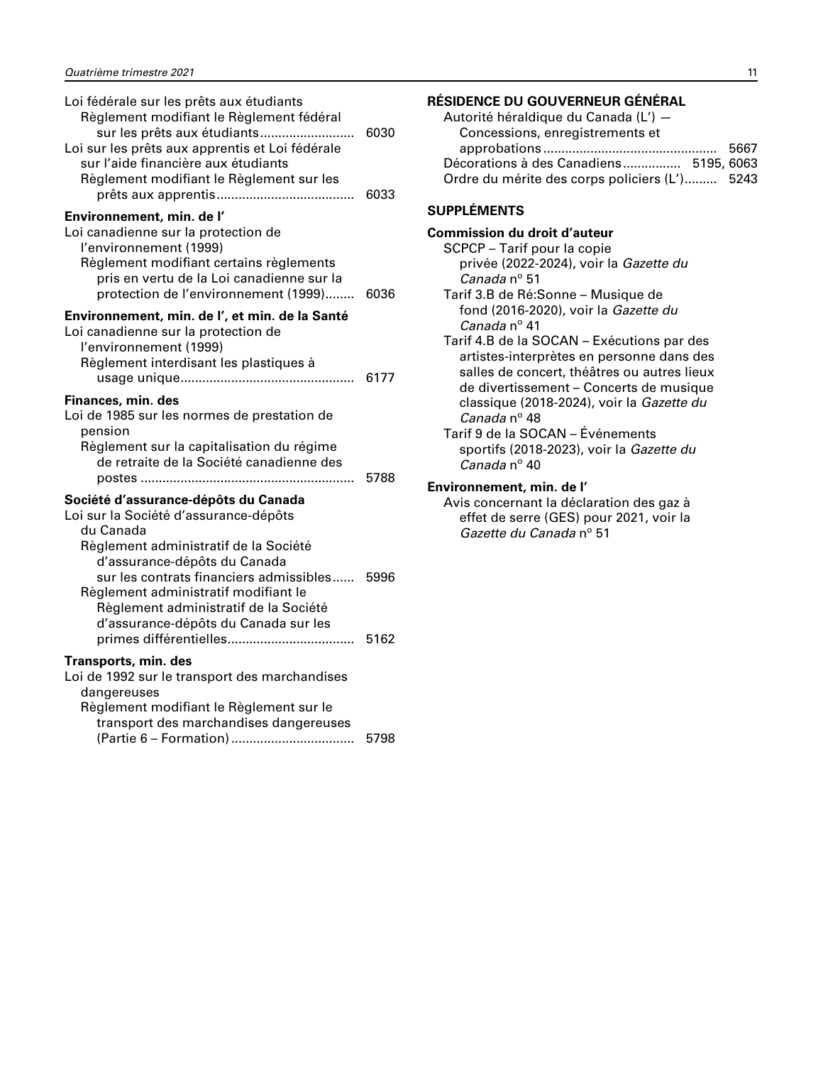Loi fédérale sur les prêts aux étudiants
Règlement modifiant le Règlement fédéral sur les prêts aux étudiants.......................... 6030
Loi sur les prêts aux apprentis et Loi fédérale sur l'aide financière aux étudiants
Règlement modifiant le Règlement sur les prêts aux apprentis...................................... 6033

**Environnement, min. de l'**
Loi canadienne sur la protection de l'environnement (1999)
Règlement modifiant certains règlements pris en vertu de la Loi canadienne sur la protection de l'environnement (1999)........ 6036

**Environnement, min. de l', et min. de la Santé**
Loi canadienne sur la protection de l'environnement (1999)
Règlement interdisant les plastiques à usage unique................................................ 6177

**Finances, min. des**
Loi de 1985 sur les normes de prestation de pension
Règlement sur la capitalisation du régime de retraite de la Société canadienne des postes ........................................................... 5788

**Société d'assurance-dépôts du Canada**
Loi sur la Société d'assurance-dépôts du Canada
Règlement administratif de la Société d'assurance-dépôts du Canada sur les contrats financiers admissibles...... 5996
Règlement administratif modifiant le Règlement administratif de la Société d'assurance-dépôts du Canada sur les primes différentielles................................... 5162

**Transports, min. des**
Loi de 1992 sur le transport des marchandises dangereuses
Règlement modifiant le Règlement sur le transport des marchandises dangereuses (Partie 6 – Formation).................................. 5798

## RÉSIDENCE DU GOUVERNEUR GÉNÉRAL

Autorité héraldique du Canada (L') — Concessions, enregistrements et approbations................................................ 5667
Décorations à des Canadiens................ 5195, 6063
Ordre du mérite des corps policiers (L')......... 5243

## SUPPLÉMENTS

**Commission du droit d'auteur**
SCPCP – Tarif pour la copie privée (2022-2024), voir la *Gazette du Canada* n° 51
Tarif 3.B de Ré:Sonne – Musique de fond (2016-2020), voir la *Gazette du Canada* n° 41
Tarif 4.B de la SOCAN – Exécutions par des artistes-interprètes en personne dans des salles de concert, théâtres ou autres lieux de divertissement – Concerts de musique classique (2018-2024), voir la *Gazette du Canada* n° 48
Tarif 9 de la SOCAN – Événements sportifs (2018-2023), voir la *Gazette du Canada* n° 40

**Environnement, min. de l'**
Avis concernant la déclaration des gaz à effet de serre (GES) pour 2021, voir la *Gazette du Canada* n° 51